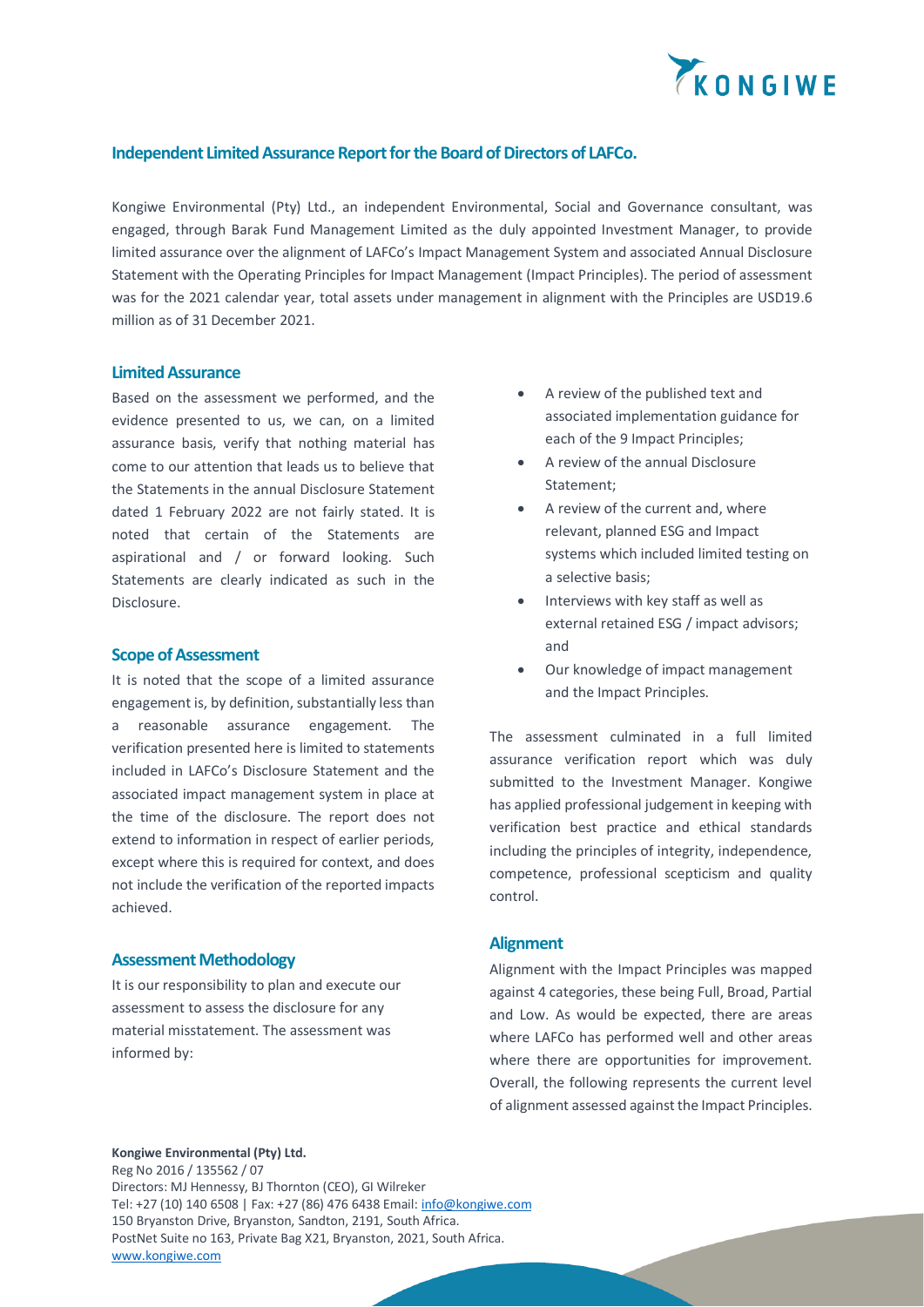## Independent Limited Assurance Report for the Board of Directors of LAFCo.

Kongiwe Environmental (Pty) Ltd., an independent Environmental, Social and Governance consultant, was engaged, through Barak Fund Management Limited as the duly appointed Investment Manager, to provide limited assurance over the alignment of LAFCo's Impact Management System and associated Annual Disclosure Statement with the Operating Principles for Impact Management (Impact Principles). The period of assessment was for the 2021 calendar year, total assets under management in alignment with the Principles are USD19.6 million as of 31 December 2021.

### Limited Assurance

Based on the assessment we performed, and the evidence presented to us, we can, on a limited assurance basis, verify that nothing material has come to our attention that leads us to believe that the Statements in the annual Disclosure Statement dated 1 February 2022 are not fairly stated. It is noted that certain of the Statements are aspirational and / or forward looking. Such Statements are clearly indicated as such in the Disclosure.

### Scope of Assessment

It is noted that the scope of a limited assurance engagement is, by definition, substantially less than a reasonable assurance engagement. The verification presented here is limited to statements included in LAFCo's Disclosure Statement and the associated impact management system in place at the time of the disclosure. The report does not extend to information in respect of earlier periods, except where this is required for context, and does not include the verification of the reported impacts achieved.

### Assessment Methodology

It is our responsibility to plan and execute our assessment to assess the disclosure for any material misstatement. The assessment was informed by:

- A review of the published text and associated implementation guidance for each of the 9 Impact Principles;
- A review of the annual Disclosure Statement;
- A review of the current and, where relevant, planned ESG and Impact systems which included limited testing on a selective basis;
- Interviews with key staff as well as external retained ESG / impact advisors; and
- Our knowledge of impact management and the Impact Principles.

The assessment culminated in a full limited assurance verification report which was duly submitted to the Investment Manager. Kongiwe has applied professional judgement in keeping with verification best practice and ethical standards including the principles of integrity, independence, competence, professional scepticism and quality control.

### Alignment

Alignment with the Impact Principles was mapped against 4 categories, these being Full, Broad, Partial and Low. As would be expected, there are areas where LAFCo has performed well and other areas where there are opportunities for improvement. Overall, the following represents the current level of alignment assessed against the Impact Principles.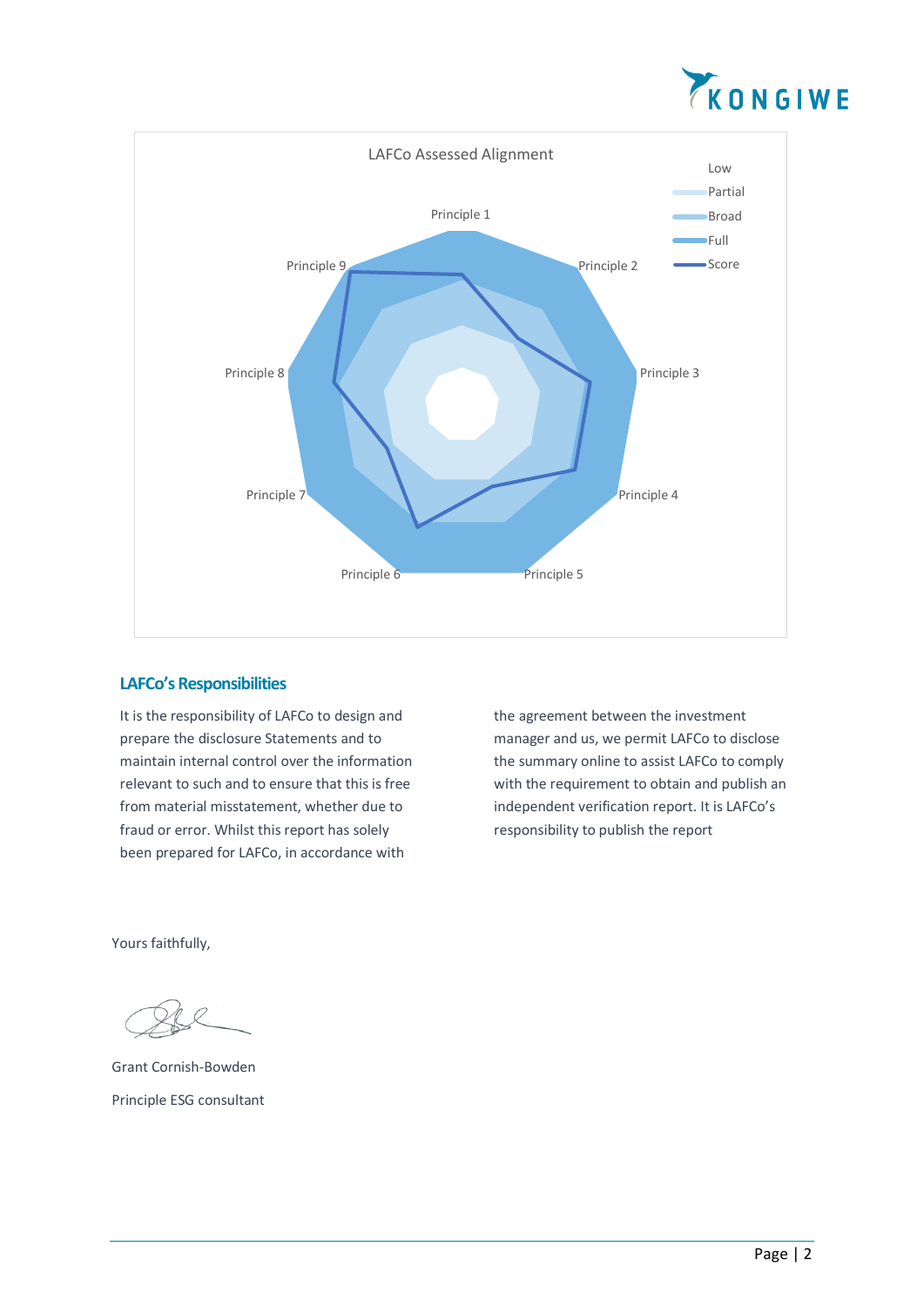LAFCo Assessed Alignment

Low
Partial
Broad
Full
Score

Principle 1
Principle 2
Principle 3
Principle 4
Principle 5
Principle 6
Principle 7
Principle 8
Principle 9

## LAFCo's Responsibilities

It is the responsibility of LAFCo to design and prepare the disclosure Statements and to maintain internal control over the information relevant to such and to ensure that this is free from material misstatement, whether due to fraud or error. Whilst this report has solely been prepared for LAFCo, in accordance with the agreement between the investment manager and us, we permit LAFCo to disclose the summary online to assist LAFCo to comply with the requirement to obtain and publish an independent verification report. It is LAFCo's responsibility to publish the report

Yours faithfully,

Grant Cornish-Bowden

Principle ESG consultant